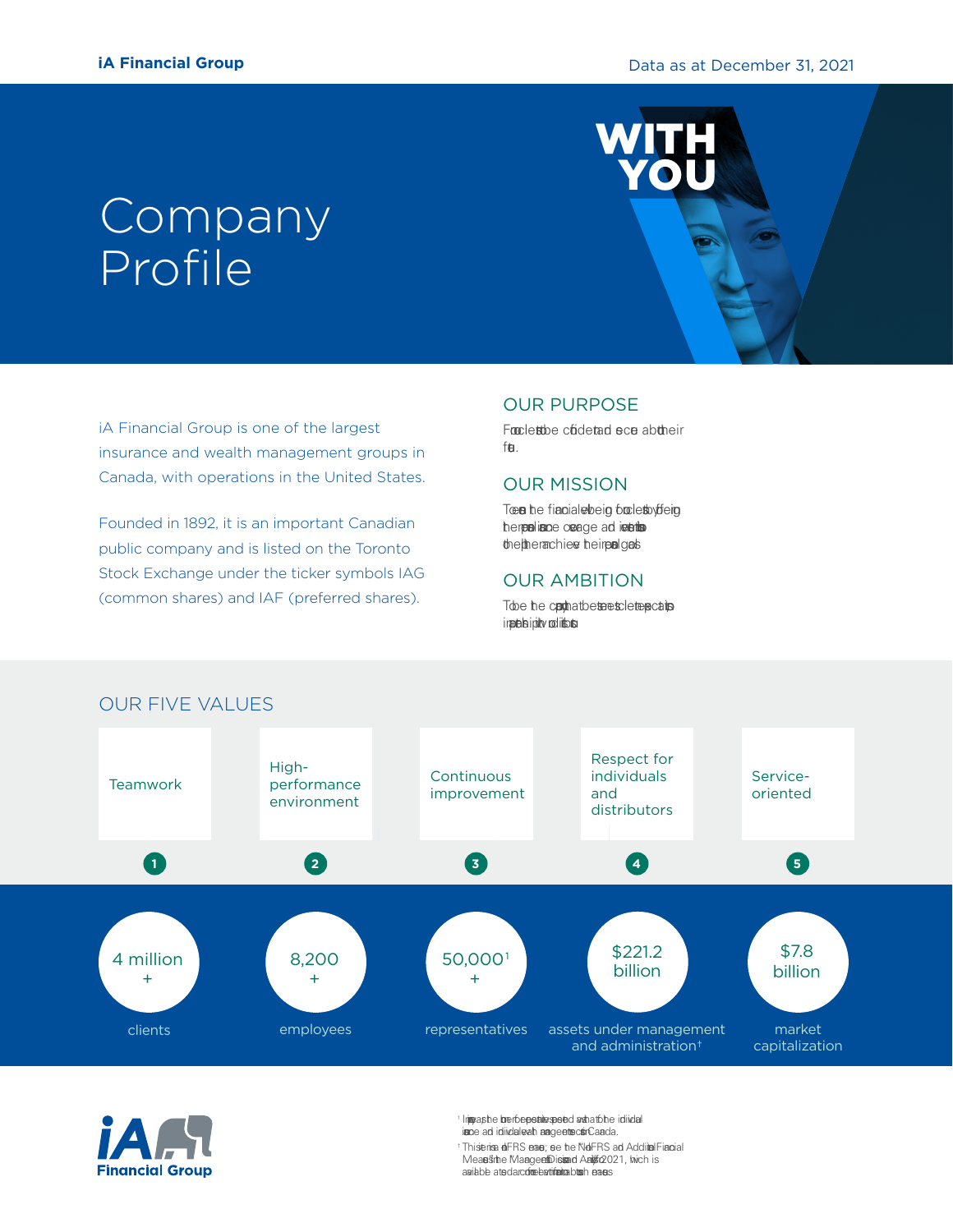# Company Profile

**iA Financial Group**

Data as at December 31, 2021

**WITH YOU**

iA Financial Group is one of the largest insurance and wealth management groups in Canada, with operations in the United States.

Founded in 1892, it is an important Canadian public company and is listed on the Toronto Stock Exchange under the ticker symbols IAG (common shares) and IAF (preferred shares).

## OUR PURPOSE

For our clients to be confident and secure about their future.

## OUR MISSION

To ensure the financial well-being of our clients by offering them personal insurance coverage and investment products to help them achieve their personal goals.

## OUR AMBITION

To be the company that best meets client expectations and impresses with its productivity and distribution.

## OUR FIVE VALUES

1. Teamwork
2. High-performance environment
3. Continuous improvement
4. Respect for individuals and distributors
5. Service-oriented

| | |
|---|---|
| 4 million + | clients |
| 8,200 + | employees |
| 50,000[1] + | representatives |
| $221.2 billion | assets under management and administration[†] |
| $7.8 billion | market capitalization |

[1] Includes the number of representatives dedicated in whole or in part to the individual insurance and individual wealth management sectors in Canada.

[†] This item is a non-IFRS measure; see the "Non-IFRS and Additional Financial Measures" section of the Management's Discussion and Analysis for 2021, which is available at sedar.com for more information about such measures.

iA Financial Group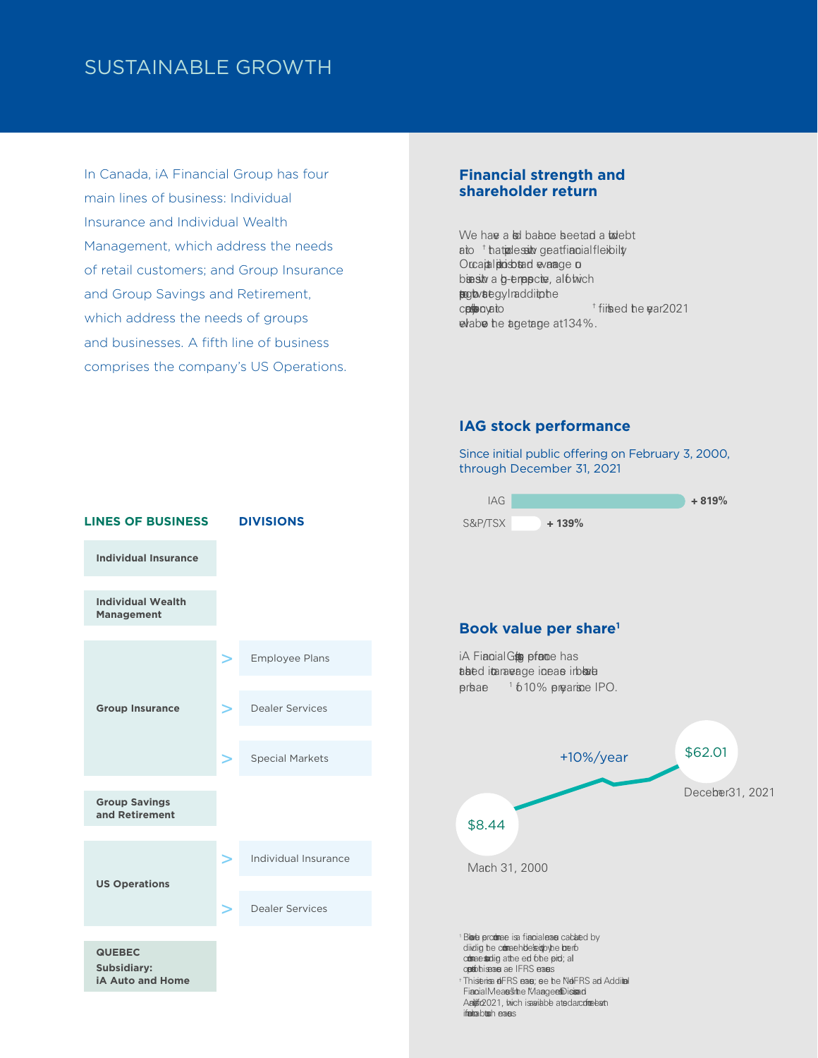# SUSTAINABLE GROWTH

In Canada, iA Financial Group has four main lines of business: Individual Insurance and Individual Wealth Management, which address the needs of retail customers; and Group Insurance and Group Savings and Retirement, which address the needs of groups and businesses. A fifth line of business comprises the company's US Operations.

| LINES OF BUSINESS | DIVISIONS |
|---|---|
| Individual Insurance | |
| Individual Wealth Management | |
| Group Insurance | Employee Plans |
| | Dealer Services |
| | Special Markets |
| Group Savings and Retirement | |
| US Operations | Individual Insurance |
| | Dealer Services |
| QUEBEC Subsidiary: iA Auto and Home | |

## Financial strength and shareholder return

We have a solid balance sheet and a low debt ratio[†] that provides us great financial flexibility. Our capital position is solid and leverage ... based on a long-term perspective, all of which support our strategy. In addition, the capitalization ratio[†] finished the year 2021 well above the target range at 134%.

## IAG stock performance

Since initial public offering on February 3, 2000, through December 31, 2021

| | |
|---|---|
| IAG | + 819% |
| S&P/TSX | + 139% |

## Book value per share[1]

iA Financial Group's performance has translated into an average increase in book value per share[1] of 10% per year since IPO.

- $8.44 — March 31, 2000
- +10%/year
- $62.01 — December 31, 2021

[1] Book value per common share is a financial measure calculated by dividing the common shareholders' equity by the number of common shares outstanding at the end of the period; all components of this measure are IFRS measures.

[†] This item is a non-IFRS measure; see the Non-IFRS and Additional Financial Measures section in the Management's Discussion and Analysis for 2021, which is available at sedar.com for more information about such measures.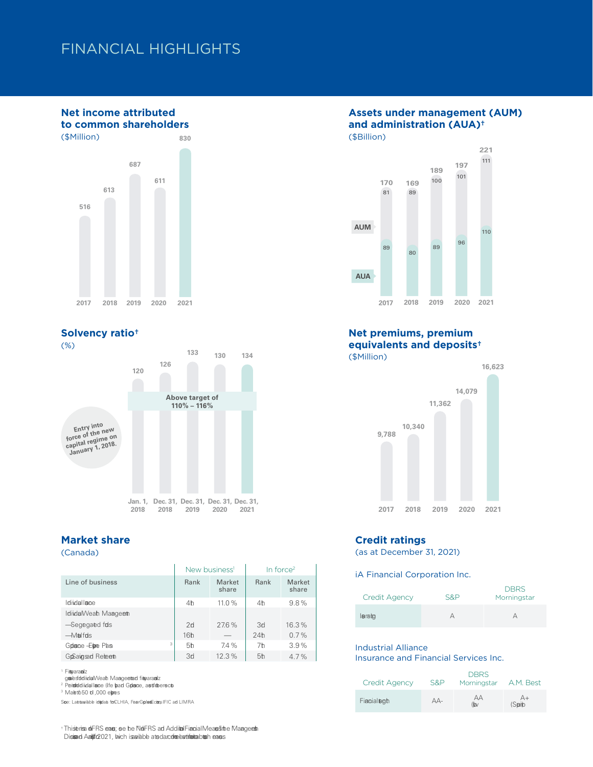# FINANCIAL HIGHLIGHTS

## Net income attributed to common shareholders

($Million)

| Year | Net income |
|---|---|
| 2017 | 516 |
| 2018 | 613 |
| 2019 | 687 |
| 2020 | 611 |
| 2021 | 830 |

## Assets under management (AUM) and administration (AUA)†

($Billion)

| Year | AUM | AUA | Total |
|---|---|---|---|
| 2017 | 81 | 89 | 170 |
| 2018 | 89 | 80 | 169 |
| 2019 | 100 | 89 | 189 |
| 2020 | 101 | 96 | 197 |
| 2021 | 111 | 110 | 221 |

## Solvency ratio†

(%)

| Date | Solvency ratio |
|---|---|
| Jan. 1, 2018 | 120 |
| Dec. 31, 2018 | 126 |
| Dec. 31, 2019 | 133 |
| Dec. 31, 2020 | 130 |
| Dec. 31, 2021 | 134 |

Above target of 110% – 116%

Entry into force of the new capital regime on January 1, 2018.

## Net premiums, premium equivalents and deposits†

($Million)

| Year | Net premiums, premium equivalents and deposits |
|---|---|
| 2017 | 9,788 |
| 2018 | 10,340 |
| 2019 | 11,362 |
| 2020 | 14,079 |
| 2021 | 16,623 |

## Market share

(Canada)

| Line of business | New business[1] | | In force[2] | |
|---|---|---|---|---|
| | Rank | Market share | Rank | Market share |
| Individual Insurance | 4th | 11.0 % | 4th | 9.8 % |
| Individual Wealth Management | | | | |
| —Segregated funds | 2nd | 27.6 % | 3rd | 16.3 % |
| —Mutual funds | 16th | — | 24th | 0.7 % |
| Group Insurance – Employee Plans[3] | 5th | 7.4 % | 7th | 3.9 % |
| Group Savings and Retirement | 3rd | 12.3 % | 5th | 4.7 % |

[1] First-year annualized premiums; gross sales for Individual Wealth Management and first-year annualized premiums
[2] Premiums for Individual Insurance (life) and Group Insurance, assets for other sectors
[3] Market of 50 to 1,000 employees

Source: Latest available industry data from CLHIA, Fraser Group, Investor Economics, IFIC and LIMRA

## Credit ratings

(as at December 31, 2021)

iA Financial Corporation Inc.

| Credit Agency | S&P | DBRS Morningstar |
|---|---|---|
| Issuer rating | A | A |

Industrial Alliance Insurance and Financial Services Inc.

| Credit Agency | S&P | DBRS Morningstar | A.M. Best |
|---|---|---|---|
| Financial strength | AA- | AA (low) | A+ (Superior) |

† This item is a non-IFRS measure; see the "Non-IFRS and Additional Financial Measures" section of the Management's Discussion and Analysis for 2021, which is available at ia.ca, for more information about such measures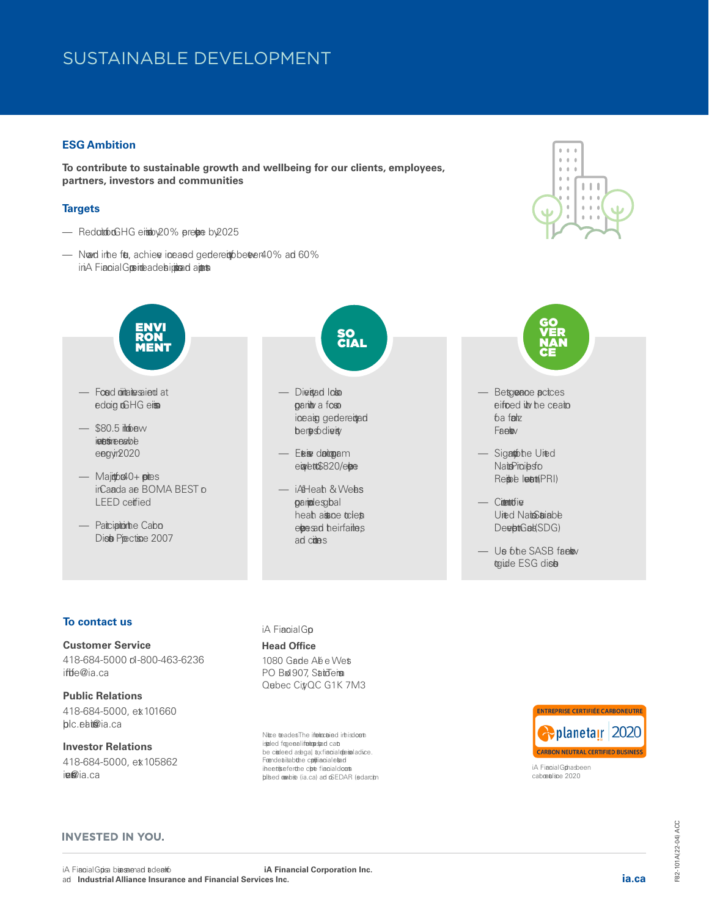# SUSTAINABLE DEVELOPMENT

## ESG Ambition

**To contribute to sustainable growth and wellbeing for our clients, employees, partners, investors and communities**

## Targets

- Reduction of GHG emissions by 20% per employee by 2025
- Now and in the future, achieve increased gender equity between 40% and 60% in iA Financial Group's leadership positions and appointments

### ENVIRONMENT

- Focused initiatives aimed at reducing our GHG emissions
- $80.5 million in new investments in renewable energy in 2020
- Majority of our 40+ properties in Canada are BOMA BEST or LEED certified
- Participation in the Carbon Disclosure Project since 2007

### SOCIAL

- Diversity and Inclusion program with a focus on increasing gender equity and the representation of diversity
- Extensive donation program equivalent to $820/employee
- iA Health & Wellness program to provide global health assistance to employees and their families, and clients

### GOVERNANCE

- Best governance practices reinforced with the creation of a formalized Framework
- Signatory of the United Nations Principles for Responsible Investment (PRI)
- Commitment to the United Nations Sustainable Development Goals (SDG)
- Use of the SASB framework to guide ESG disclosure

## To contact us

**Customer Service**
418-684-5000 or 1-800-463-6236
info@ia.ca

**Public Relations**
418-684-5000, ext. 101660
public.relations@ia.ca

**Investor Relations**
418-684-5000, ext. 105862
investors@ia.ca

iA Financial Group

**Head Office**
1080 Grande Allée West
PO Box 1907, Station Terminus
Quebec City QC G1K 7M3

Notice to readers: The information contained in this document is supplied for general information purposes and cannot be considered as legal, tax, financial or professional advice. For more details about the company's financial results and other relevant information, refer to the company's financial documents published on our website (ia.ca) and on SEDAR (sedar.com).

ENTREPRISE CERTIFIÉE CARBONEUTRE
planetair 2020
CARBON NEUTRAL CERTIFIED BUSINESS

iA Financial Group has been carbon neutral since 2020

INVESTED IN YOU.

iA Financial Group is a business name and trademark of **iA Financial Corporation Inc.** and **Industrial Alliance Insurance and Financial Services Inc.**

**ia.ca**

F82-101A(22-04) ACC